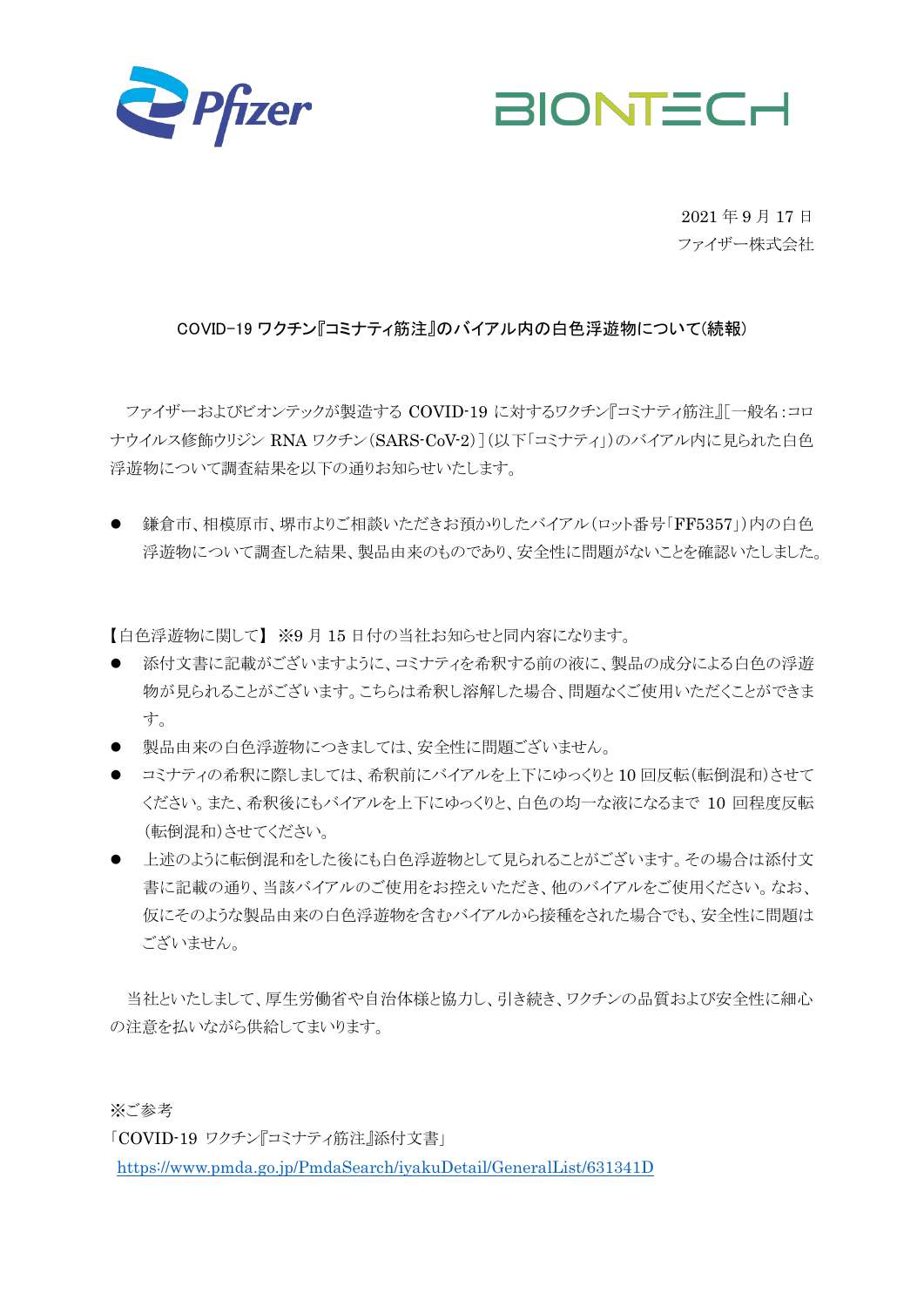2021 年 9 月 17 日
ファイザー株式会社

# COVID-19 ワクチン『コミナティ筋注』のバイアル内の白色浮遊物について（続報）

ファイザーおよびビオンテックが製造する COVID-19 に対するワクチン『コミナティ筋注』[一般名：コロナウイルス修飾ウリジン RNA ワクチン（SARS-CoV-2）]（以下「コミナティ」）のバイアル内に見られた白色浮遊物について調査結果を以下の通りお知らせいたします。

- 鎌倉市、相模原市、堺市よりご相談いただきお預かりしたバイアル（ロット番号「**FF5357**」）内の白色浮遊物について調査した結果、製品由来のものであり、安全性に問題がないことを確認いたしました。

【白色浮遊物に関して】 ※9 月 15 日付の当社お知らせと同内容になります。

- 添付文書に記載がございますように、コミナティを希釈する前の液に、製品の成分による白色の浮遊物が見られることがございます。こちらは希釈し溶解した場合、問題なくご使用いただくことができます。
- 製品由来の白色浮遊物につきましては、安全性に問題ございません。
- コミナティの希釈に際しましては、希釈前にバイアルを上下にゆっくりと 10 回反転（転倒混和）させてください。また、希釈後にもバイアルを上下にゆっくりと、白色の均一な液になるまで 10 回程度反転（転倒混和）させてください。
- 上述のように転倒混和をした後にも白色浮遊物として見られることがございます。その場合は添付文書に記載の通り、当該バイアルのご使用をお控えいただき、他のバイアルをご使用ください。なお、仮にそのような製品由来の白色浮遊物を含むバイアルから接種をされた場合でも、安全性に問題はございません。

当社といたしまして、厚生労働省や自治体様と協力し、引き続き、ワクチンの品質および安全性に細心の注意を払いながら供給してまいります。

※ご参考
「COVID-19 ワクチン『コミナティ筋注』添付文書」
https://www.pmda.go.jp/PmdaSearch/iyakuDetail/GeneralList/631341D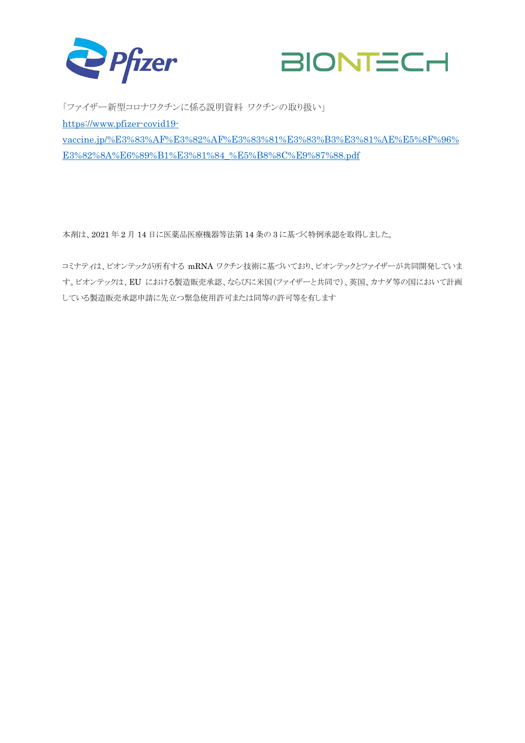「ファイザー新型コロナワクチンに係る説明資料 ワクチンの取り扱い」

https://www.pfizer-covid19-vaccine.jp/%E3%83%AF%E3%82%AF%E3%83%81%E3%83%B3%E3%81%AE%E5%8F%96%E3%82%8A%E6%89%B1%E3%81%84_%E5%B8%8C%E9%87%88.pdf

本剤は、2021 年 2 月 14 日に医薬品医療機器等法第 14 条の 3 に基づく特例承認を取得しました。

コミナティは、ビオンテックが所有する mRNA ワクチン技術に基づいており、ビオンテックとファイザーが共同開発しています。ビオンテックは、EU における製造販売承認、ならびに米国(ファイザーと共同で)、英国、カナダ等の国において計画している製造販売承認申請に先立つ緊急使用許可または同等の許可等を有します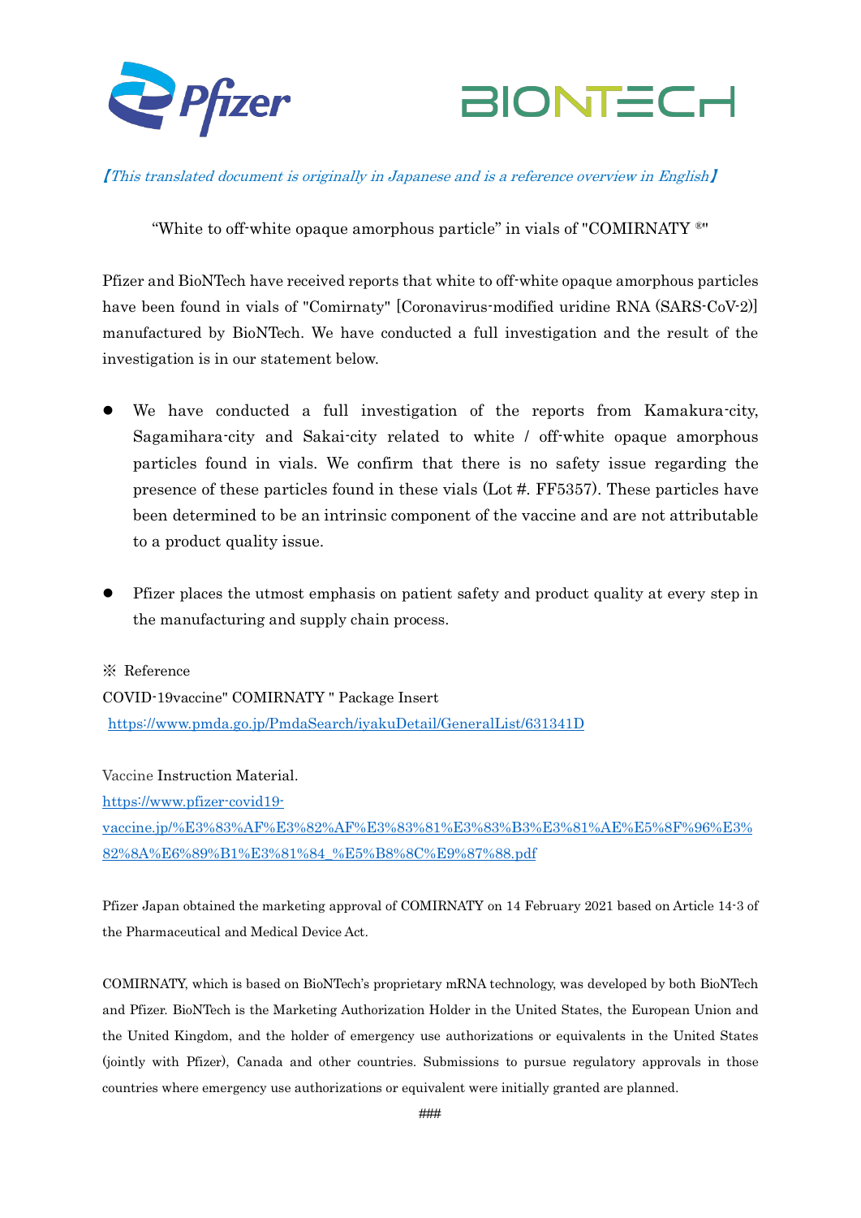*【This translated document is originally in Japanese and is a reference overview in English】*

"White to off-white opaque amorphous particle" in vials of "COMIRNATY ®"

Pfizer and BioNTech have received reports that white to off-white opaque amorphous particles have been found in vials of "Comirnaty" [Coronavirus-modified uridine RNA (SARS-CoV-2)] manufactured by BioNTech. We have conducted a full investigation and the result of the investigation is in our statement below.

- We have conducted a full investigation of the reports from Kamakura-city, Sagamihara-city and Sakai-city related to white / off-white opaque amorphous particles found in vials. We confirm that there is no safety issue regarding the presence of these particles found in these vials (Lot #. FF5357). These particles have been determined to be an intrinsic component of the vaccine and are not attributable to a product quality issue.

- Pfizer places the utmost emphasis on patient safety and product quality at every step in the manufacturing and supply chain process.

※ Reference

COVID-19vaccine" COMIRNATY " Package Insert

https://www.pmda.go.jp/PmdaSearch/iyakuDetail/GeneralList/631341D

Vaccine Instruction Material.

https://www.pfizer-covid19-vaccine.jp/%E3%83%AF%E3%82%AF%E3%83%81%E3%83%B3%E3%81%AE%E5%8F%96%E3%82%8A%E6%89%B1%E3%81%84_%E5%B8%8C%E9%87%88.pdf

Pfizer Japan obtained the marketing approval of COMIRNATY on 14 February 2021 based on Article 14-3 of the Pharmaceutical and Medical Device Act.

COMIRNATY, which is based on BioNTech's proprietary mRNA technology, was developed by both BioNTech and Pfizer. BioNTech is the Marketing Authorization Holder in the United States, the European Union and the United Kingdom, and the holder of emergency use authorizations or equivalents in the United States (jointly with Pfizer), Canada and other countries. Submissions to pursue regulatory approvals in those countries where emergency use authorizations or equivalent were initially granted are planned.

###